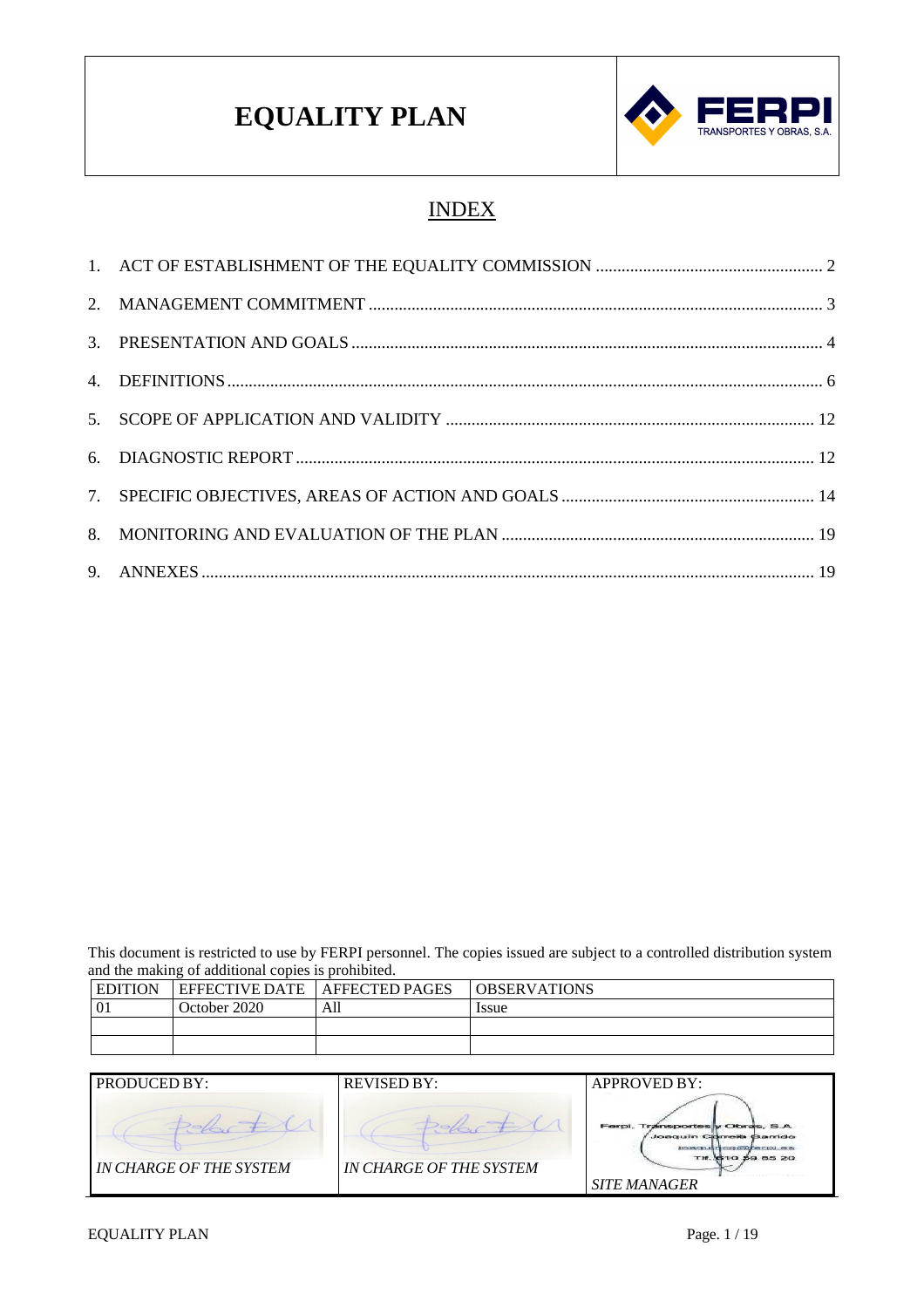# EQUALITY PLAN

FERPI TRANSPORTES Y OBRAS, S.A.

## INDEX

1. ACT OF ESTABLISHMENT OF THE EQUALITY COMMISSION .................................................... 2
2. MANAGEMENT COMMITMENT ........................................................................................ 3
3. PRESENTATION AND GOALS ............................................................................................ 4
4. DEFINITIONS ........................................................................................................................ 6
5. SCOPE OF APPLICATION AND VALIDITY ..................................................................... 12
6. DIAGNOSTIC REPORT ....................................................................................................... 12
7. SPECIFIC OBJECTIVES, AREAS OF ACTION AND GOALS ........................................... 14
8. MONITORING AND EVALUATION OF THE PLAN ......................................................... 19
9. ANNEXES ............................................................................................................................. 19

This document is restricted to use by FERPI personnel. The copies issued are subject to a controlled distribution system and the making of additional copies is prohibited.

| EDITION | EFFECTIVE DATE | AFFECTED PAGES | OBSERVATIONS |
| --- | --- | --- | --- |
| 01 | October 2020 | All | Issue |
| | | | |
| | | | |

| PRODUCED BY: | REVISED BY: | APPROVED BY: |
| --- | --- | --- |
| *IN CHARGE OF THE SYSTEM* | *IN CHARGE OF THE SYSTEM* | Ferpi, Transportes y Obras, S.A. Joaquin Correia Garrido *SITE MANAGER* |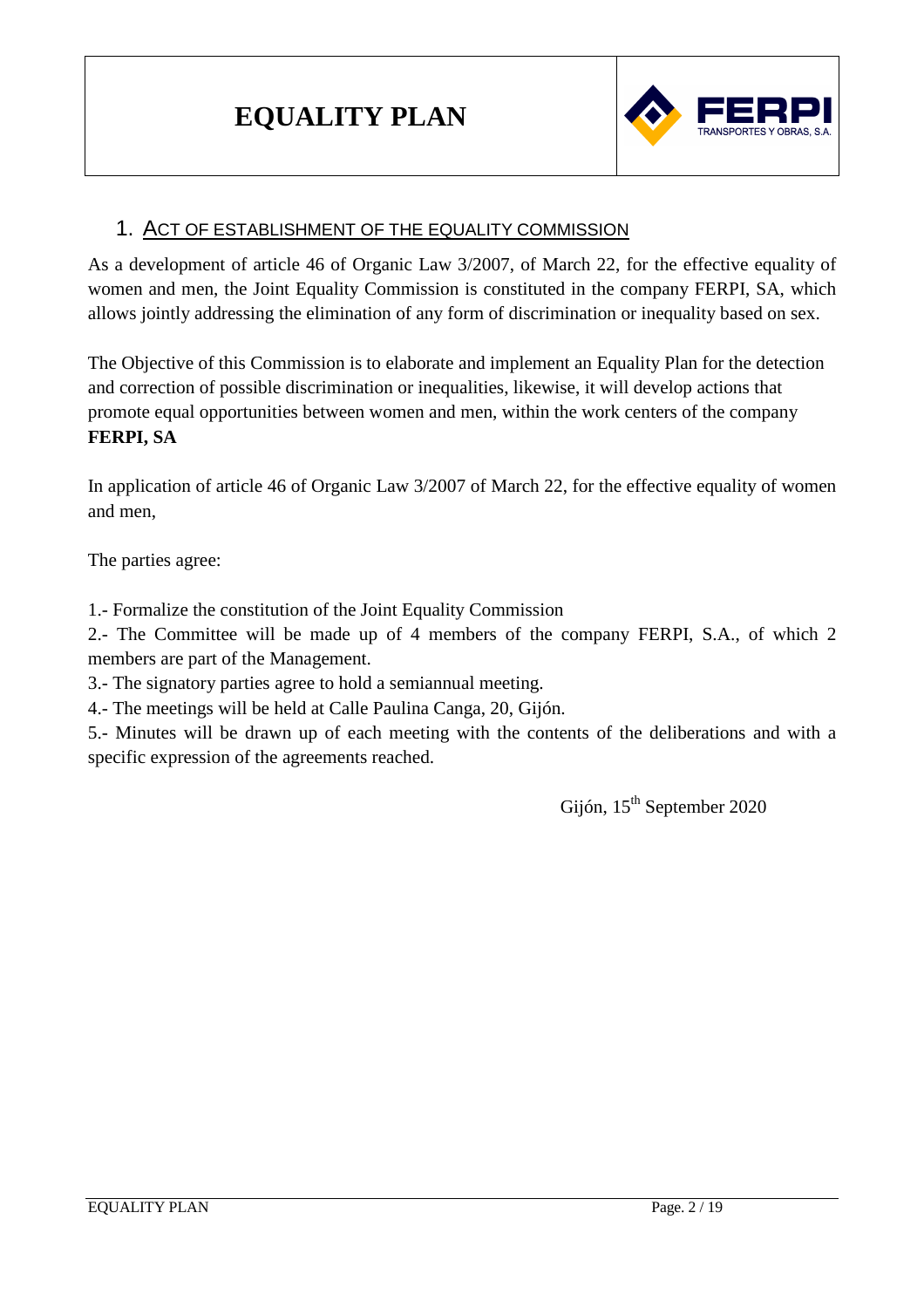## 1. ACT OF ESTABLISHMENT OF THE EQUALITY COMMISSION

As a development of article 46 of Organic Law 3/2007, of March 22, for the effective equality of women and men, the Joint Equality Commission is constituted in the company FERPI, SA, which allows jointly addressing the elimination of any form of discrimination or inequality based on sex.

The Objective of this Commission is to elaborate and implement an Equality Plan for the detection and correction of possible discrimination or inequalities, likewise, it will develop actions that promote equal opportunities between women and men, within the work centers of the company **FERPI, SA**

In application of article 46 of Organic Law 3/2007 of March 22, for the effective equality of women and men,

The parties agree:

1.- Formalize the constitution of the Joint Equality Commission

2.- The Committee will be made up of 4 members of the company FERPI, S.A., of which 2 members are part of the Management.

3.- The signatory parties agree to hold a semiannual meeting.

4.- The meetings will be held at Calle Paulina Canga, 20, Gijón.

5.- Minutes will be drawn up of each meeting with the contents of the deliberations and with a specific expression of the agreements reached.

Gijón, 15th September 2020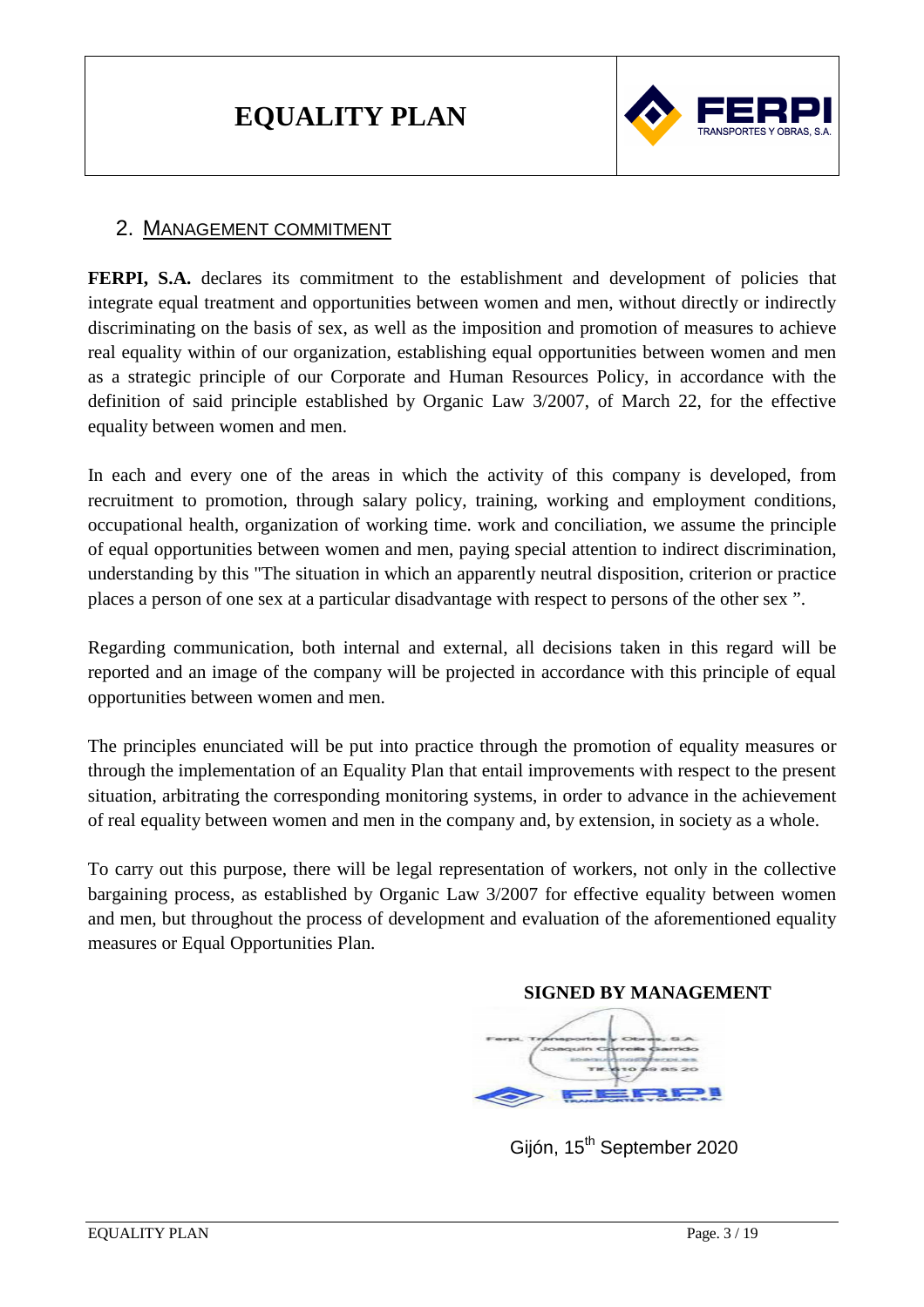## 2. Management commitment

**FERPI, S.A.** declares its commitment to the establishment and development of policies that integrate equal treatment and opportunities between women and men, without directly or indirectly discriminating on the basis of sex, as well as the imposition and promotion of measures to achieve real equality within of our organization, establishing equal opportunities between women and men as a strategic principle of our Corporate and Human Resources Policy, in accordance with the definition of said principle established by Organic Law 3/2007, of March 22, for the effective equality between women and men.

In each and every one of the areas in which the activity of this company is developed, from recruitment to promotion, through salary policy, training, working and employment conditions, occupational health, organization of working time. work and conciliation, we assume the principle of equal opportunities between women and men, paying special attention to indirect discrimination, understanding by this "The situation in which an apparently neutral disposition, criterion or practice places a person of one sex at a particular disadvantage with respect to persons of the other sex ".

Regarding communication, both internal and external, all decisions taken in this regard will be reported and an image of the company will be projected in accordance with this principle of equal opportunities between women and men.

The principles enunciated will be put into practice through the promotion of equality measures or through the implementation of an Equality Plan that entail improvements with respect to the present situation, arbitrating the corresponding monitoring systems, in order to advance in the achievement of real equality between women and men in the company and, by extension, in society as a whole.

To carry out this purpose, there will be legal representation of workers, not only in the collective bargaining process, as established by Organic Law 3/2007 for effective equality between women and men, but throughout the process of development and evaluation of the aforementioned equality measures or Equal Opportunities Plan.

**SIGNED BY MANAGEMENT**

Gijón, 15th September 2020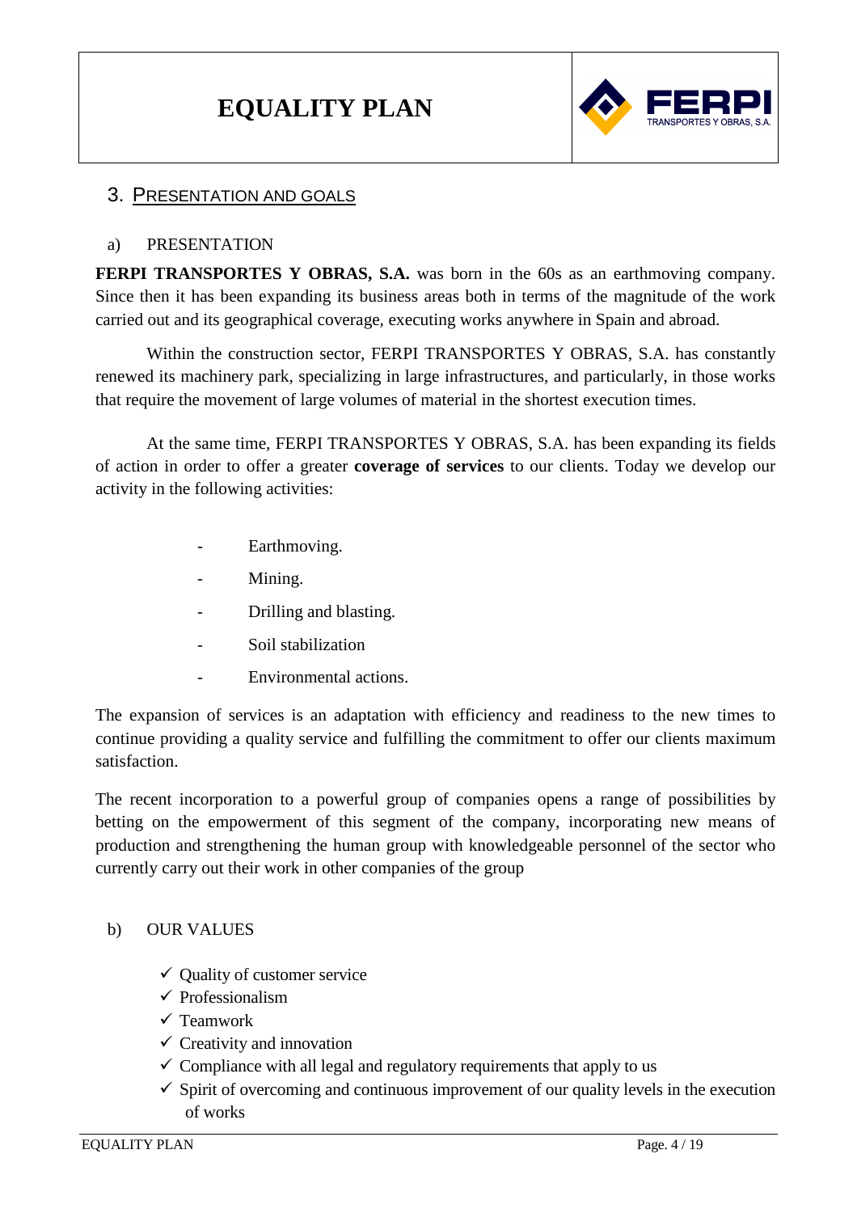## 3. PRESENTATION AND GOALS

### a) PRESENTATION

**FERPI TRANSPORTES Y OBRAS, S.A.** was born in the 60s as an earthmoving company. Since then it has been expanding its business areas both in terms of the magnitude of the work carried out and its geographical coverage, executing works anywhere in Spain and abroad.

Within the construction sector, FERPI TRANSPORTES Y OBRAS, S.A. has constantly renewed its machinery park, specializing in large infrastructures, and particularly, in those works that require the movement of large volumes of material in the shortest execution times.

At the same time, FERPI TRANSPORTES Y OBRAS, S.A. has been expanding its fields of action in order to offer a greater **coverage of services** to our clients. Today we develop our activity in the following activities:

- Earthmoving.
- Mining.
- Drilling and blasting.
- Soil stabilization
- Environmental actions.

The expansion of services is an adaptation with efficiency and readiness to the new times to continue providing a quality service and fulfilling the commitment to offer our clients maximum satisfaction.

The recent incorporation to a powerful group of companies opens a range of possibilities by betting on the empowerment of this segment of the company, incorporating new means of production and strengthening the human group with knowledgeable personnel of the sector who currently carry out their work in other companies of the group

### b) OUR VALUES

- ✓ Quality of customer service
- ✓ Professionalism
- ✓ Teamwork
- ✓ Creativity and innovation
- ✓ Compliance with all legal and regulatory requirements that apply to us
- ✓ Spirit of overcoming and continuous improvement of our quality levels in the execution of works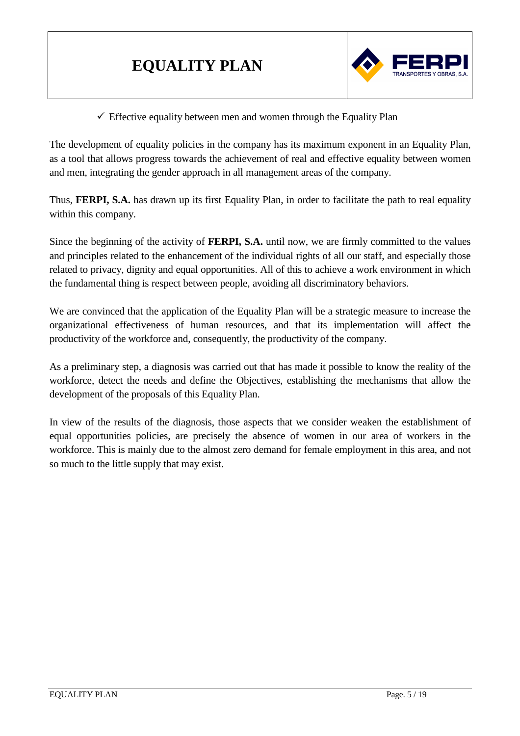- ✓ Effective equality between men and women through the Equality Plan

The development of equality policies in the company has its maximum exponent in an Equality Plan, as a tool that allows progress towards the achievement of real and effective equality between women and men, integrating the gender approach in all management areas of the company.

Thus, **FERPI, S.A.** has drawn up its first Equality Plan, in order to facilitate the path to real equality within this company.

Since the beginning of the activity of **FERPI, S.A.** until now, we are firmly committed to the values and principles related to the enhancement of the individual rights of all our staff, and especially those related to privacy, dignity and equal opportunities. All of this to achieve a work environment in which the fundamental thing is respect between people, avoiding all discriminatory behaviors.

We are convinced that the application of the Equality Plan will be a strategic measure to increase the organizational effectiveness of human resources, and that its implementation will affect the productivity of the workforce and, consequently, the productivity of the company.

As a preliminary step, a diagnosis was carried out that has made it possible to know the reality of the workforce, detect the needs and define the Objectives, establishing the mechanisms that allow the development of the proposals of this Equality Plan.

In view of the results of the diagnosis, those aspects that we consider weaken the establishment of equal opportunities policies, are precisely the absence of women in our area of workers in the workforce. This is mainly due to the almost zero demand for female employment in this area, and not so much to the little supply that may exist.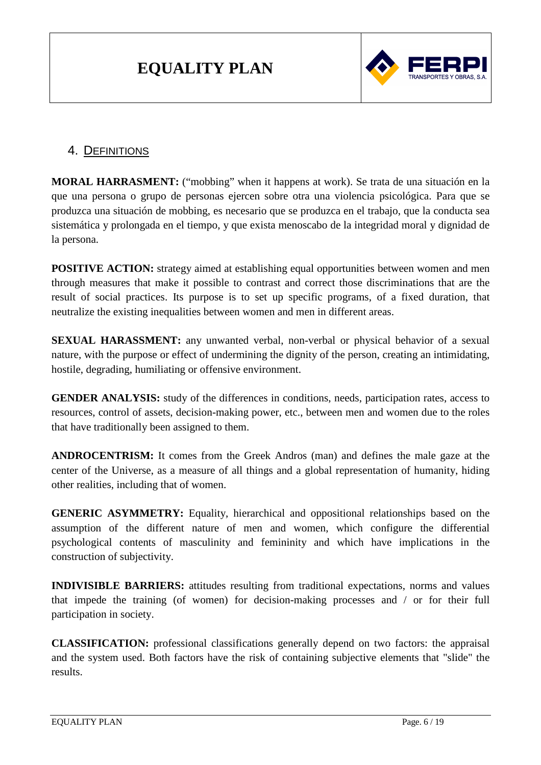## 4. DEFINITIONS

**MORAL HARRASMENT:** ("mobbing" when it happens at work). Se trata de una situación en la que una persona o grupo de personas ejercen sobre otra una violencia psicológica. Para que se produzca una situación de mobbing, es necesario que se produzca en el trabajo, que la conducta sea sistemática y prolongada en el tiempo, y que exista menoscabo de la integridad moral y dignidad de la persona.

**POSITIVE ACTION:** strategy aimed at establishing equal opportunities between women and men through measures that make it possible to contrast and correct those discriminations that are the result of social practices. Its purpose is to set up specific programs, of a fixed duration, that neutralize the existing inequalities between women and men in different areas.

**SEXUAL HARASSMENT:** any unwanted verbal, non-verbal or physical behavior of a sexual nature, with the purpose or effect of undermining the dignity of the person, creating an intimidating, hostile, degrading, humiliating or offensive environment.

**GENDER ANALYSIS:** study of the differences in conditions, needs, participation rates, access to resources, control of assets, decision-making power, etc., between men and women due to the roles that have traditionally been assigned to them.

**ANDROCENTRISM:** It comes from the Greek Andros (man) and defines the male gaze at the center of the Universe, as a measure of all things and a global representation of humanity, hiding other realities, including that of women.

**GENERIC ASYMMETRY:** Equality, hierarchical and oppositional relationships based on the assumption of the different nature of men and women, which configure the differential psychological contents of masculinity and femininity and which have implications in the construction of subjectivity.

**INDIVISIBLE BARRIERS:** attitudes resulting from traditional expectations, norms and values that impede the training (of women) for decision-making processes and / or for their full participation in society.

**CLASSIFICATION:** professional classifications generally depend on two factors: the appraisal and the system used. Both factors have the risk of containing subjective elements that "slide" the results.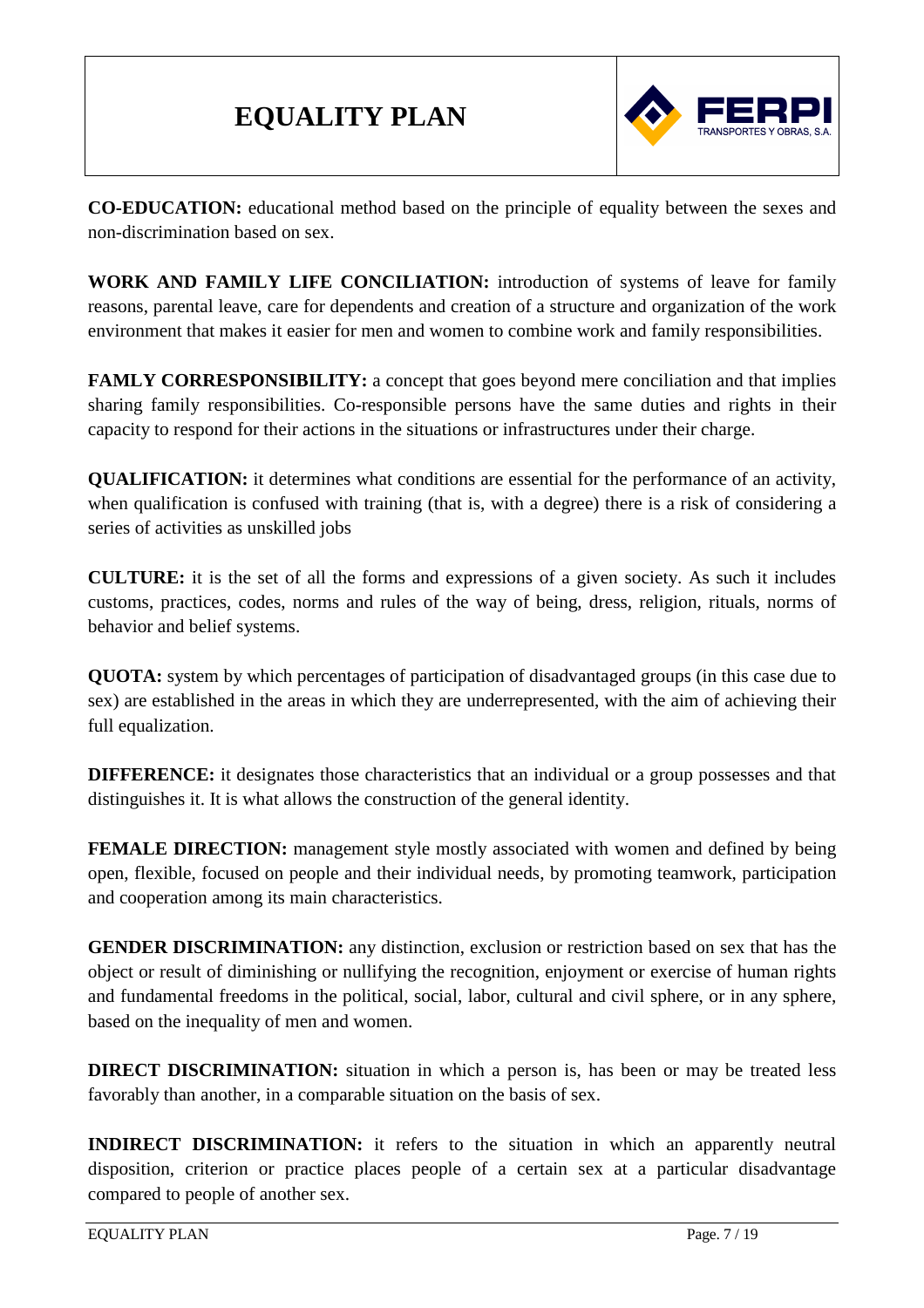**CO-EDUCATION:** educational method based on the principle of equality between the sexes and non-discrimination based on sex.

**WORK AND FAMILY LIFE CONCILIATION:** introduction of systems of leave for family reasons, parental leave, care for dependents and creation of a structure and organization of the work environment that makes it easier for men and women to combine work and family responsibilities.

**FAMLY CORRESPONSIBILITY:** a concept that goes beyond mere conciliation and that implies sharing family responsibilities. Co-responsible persons have the same duties and rights in their capacity to respond for their actions in the situations or infrastructures under their charge.

**QUALIFICATION:** it determines what conditions are essential for the performance of an activity, when qualification is confused with training (that is, with a degree) there is a risk of considering a series of activities as unskilled jobs

**CULTURE:** it is the set of all the forms and expressions of a given society. As such it includes customs, practices, codes, norms and rules of the way of being, dress, religion, rituals, norms of behavior and belief systems.

**QUOTA:** system by which percentages of participation of disadvantaged groups (in this case due to sex) are established in the areas in which they are underrepresented, with the aim of achieving their full equalization.

**DIFFERENCE:** it designates those characteristics that an individual or a group possesses and that distinguishes it. It is what allows the construction of the general identity.

**FEMALE DIRECTION:** management style mostly associated with women and defined by being open, flexible, focused on people and their individual needs, by promoting teamwork, participation and cooperation among its main characteristics.

**GENDER DISCRIMINATION:** any distinction, exclusion or restriction based on sex that has the object or result of diminishing or nullifying the recognition, enjoyment or exercise of human rights and fundamental freedoms in the political, social, labor, cultural and civil sphere, or in any sphere, based on the inequality of men and women.

**DIRECT DISCRIMINATION:** situation in which a person is, has been or may be treated less favorably than another, in a comparable situation on the basis of sex.

**INDIRECT DISCRIMINATION:** it refers to the situation in which an apparently neutral disposition, criterion or practice places people of a certain sex at a particular disadvantage compared to people of another sex.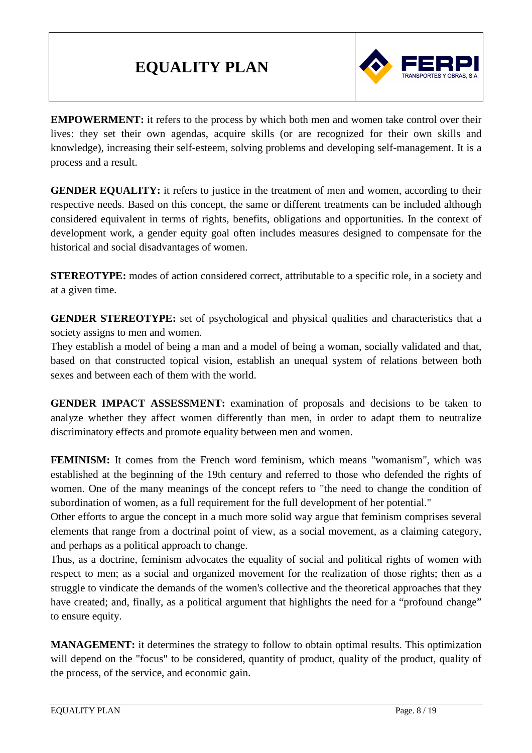**EMPOWERMENT:** it refers to the process by which both men and women take control over their lives: they set their own agendas, acquire skills (or are recognized for their own skills and knowledge), increasing their self-esteem, solving problems and developing self-management. It is a process and a result.

**GENDER EQUALITY:** it refers to justice in the treatment of men and women, according to their respective needs. Based on this concept, the same or different treatments can be included although considered equivalent in terms of rights, benefits, obligations and opportunities. In the context of development work, a gender equity goal often includes measures designed to compensate for the historical and social disadvantages of women.

**STEREOTYPE:** modes of action considered correct, attributable to a specific role, in a society and at a given time.

**GENDER STEREOTYPE:** set of psychological and physical qualities and characteristics that a society assigns to men and women.
They establish a model of being a man and a model of being a woman, socially validated and that, based on that constructed topical vision, establish an unequal system of relations between both sexes and between each of them with the world.

**GENDER IMPACT ASSESSMENT:** examination of proposals and decisions to be taken to analyze whether they affect women differently than men, in order to adapt them to neutralize discriminatory effects and promote equality between men and women.

**FEMINISM:** It comes from the French word feminism, which means "womanism", which was established at the beginning of the 19th century and referred to those who defended the rights of women. One of the many meanings of the concept refers to "the need to change the condition of subordination of women, as a full requirement for the full development of her potential."
Other efforts to argue the concept in a much more solid way argue that feminism comprises several elements that range from a doctrinal point of view, as a social movement, as a claiming category, and perhaps as a political approach to change.
Thus, as a doctrine, feminism advocates the equality of social and political rights of women with respect to men; as a social and organized movement for the realization of those rights; then as a struggle to vindicate the demands of the women's collective and the theoretical approaches that they have created; and, finally, as a political argument that highlights the need for a "profound change" to ensure equity.

**MANAGEMENT:** it determines the strategy to follow to obtain optimal results. This optimization will depend on the "focus" to be considered, quantity of product, quality of the product, quality of the process, of the service, and economic gain.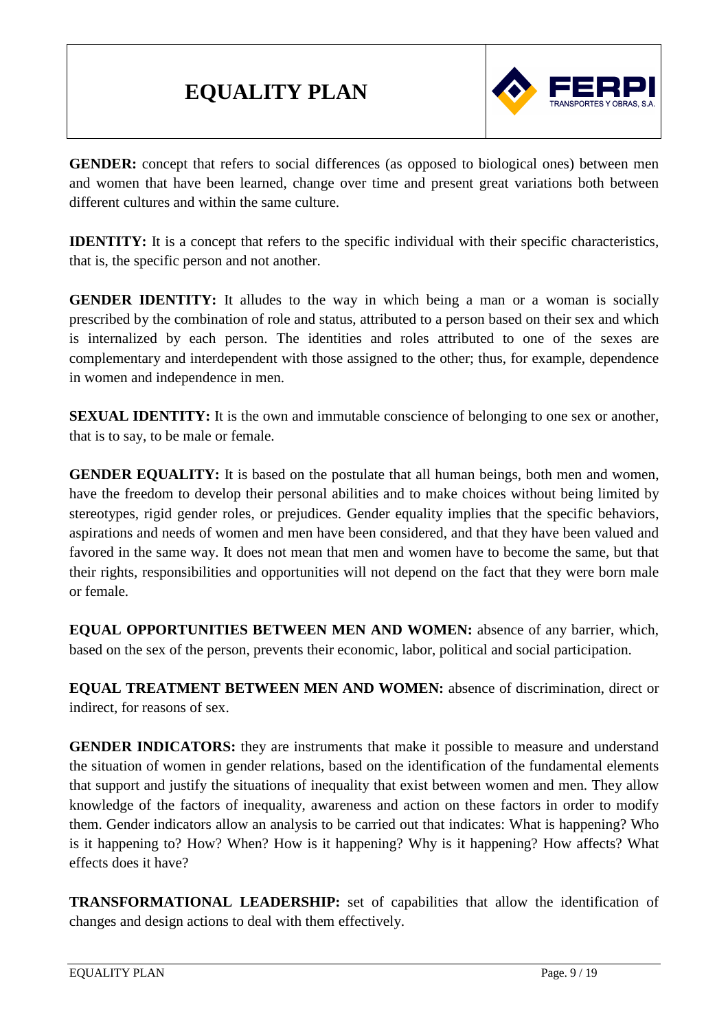**GENDER:** concept that refers to social differences (as opposed to biological ones) between men and women that have been learned, change over time and present great variations both between different cultures and within the same culture.

**IDENTITY:** It is a concept that refers to the specific individual with their specific characteristics, that is, the specific person and not another.

**GENDER IDENTITY:** It alludes to the way in which being a man or a woman is socially prescribed by the combination of role and status, attributed to a person based on their sex and which is internalized by each person. The identities and roles attributed to one of the sexes are complementary and interdependent with those assigned to the other; thus, for example, dependence in women and independence in men.

**SEXUAL IDENTITY:** It is the own and immutable conscience of belonging to one sex or another, that is to say, to be male or female.

**GENDER EQUALITY:** It is based on the postulate that all human beings, both men and women, have the freedom to develop their personal abilities and to make choices without being limited by stereotypes, rigid gender roles, or prejudices. Gender equality implies that the specific behaviors, aspirations and needs of women and men have been considered, and that they have been valued and favored in the same way. It does not mean that men and women have to become the same, but that their rights, responsibilities and opportunities will not depend on the fact that they were born male or female.

**EQUAL OPPORTUNITIES BETWEEN MEN AND WOMEN:** absence of any barrier, which, based on the sex of the person, prevents their economic, labor, political and social participation.

**EQUAL TREATMENT BETWEEN MEN AND WOMEN:** absence of discrimination, direct or indirect, for reasons of sex.

**GENDER INDICATORS:** they are instruments that make it possible to measure and understand the situation of women in gender relations, based on the identification of the fundamental elements that support and justify the situations of inequality that exist between women and men. They allow knowledge of the factors of inequality, awareness and action on these factors in order to modify them. Gender indicators allow an analysis to be carried out that indicates: What is happening? Who is it happening to? How? When? How is it happening? Why is it happening? How affects? What effects does it have?

**TRANSFORMATIONAL LEADERSHIP:** set of capabilities that allow the identification of changes and design actions to deal with them effectively.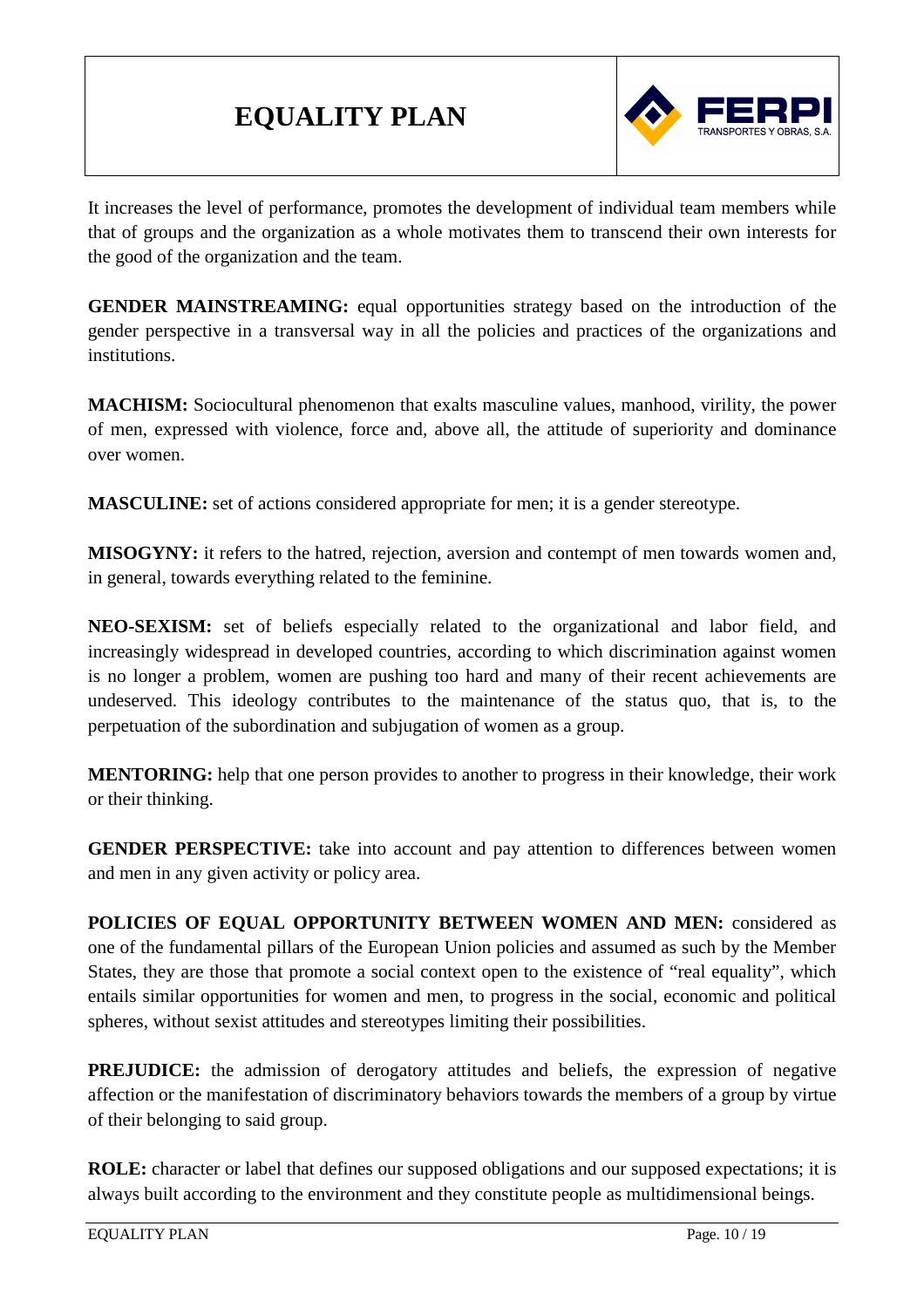It increases the level of performance, promotes the development of individual team members while that of groups and the organization as a whole motivates them to transcend their own interests for the good of the organization and the team.

**GENDER MAINSTREAMING:** equal opportunities strategy based on the introduction of the gender perspective in a transversal way in all the policies and practices of the organizations and institutions.

**MACHISM:** Sociocultural phenomenon that exalts masculine values, manhood, virility, the power of men, expressed with violence, force and, above all, the attitude of superiority and dominance over women.

**MASCULINE:** set of actions considered appropriate for men; it is a gender stereotype.

**MISOGYNY:** it refers to the hatred, rejection, aversion and contempt of men towards women and, in general, towards everything related to the feminine.

**NEO-SEXISM:** set of beliefs especially related to the organizational and labor field, and increasingly widespread in developed countries, according to which discrimination against women is no longer a problem, women are pushing too hard and many of their recent achievements are undeserved. This ideology contributes to the maintenance of the status quo, that is, to the perpetuation of the subordination and subjugation of women as a group.

**MENTORING:** help that one person provides to another to progress in their knowledge, their work or their thinking.

**GENDER PERSPECTIVE:** take into account and pay attention to differences between women and men in any given activity or policy area.

**POLICIES OF EQUAL OPPORTUNITY BETWEEN WOMEN AND MEN:** considered as one of the fundamental pillars of the European Union policies and assumed as such by the Member States, they are those that promote a social context open to the existence of "real equality", which entails similar opportunities for women and men, to progress in the social, economic and political spheres, without sexist attitudes and stereotypes limiting their possibilities.

**PREJUDICE:** the admission of derogatory attitudes and beliefs, the expression of negative affection or the manifestation of discriminatory behaviors towards the members of a group by virtue of their belonging to said group.

**ROLE:** character or label that defines our supposed obligations and our supposed expectations; it is always built according to the environment and they constitute people as multidimensional beings.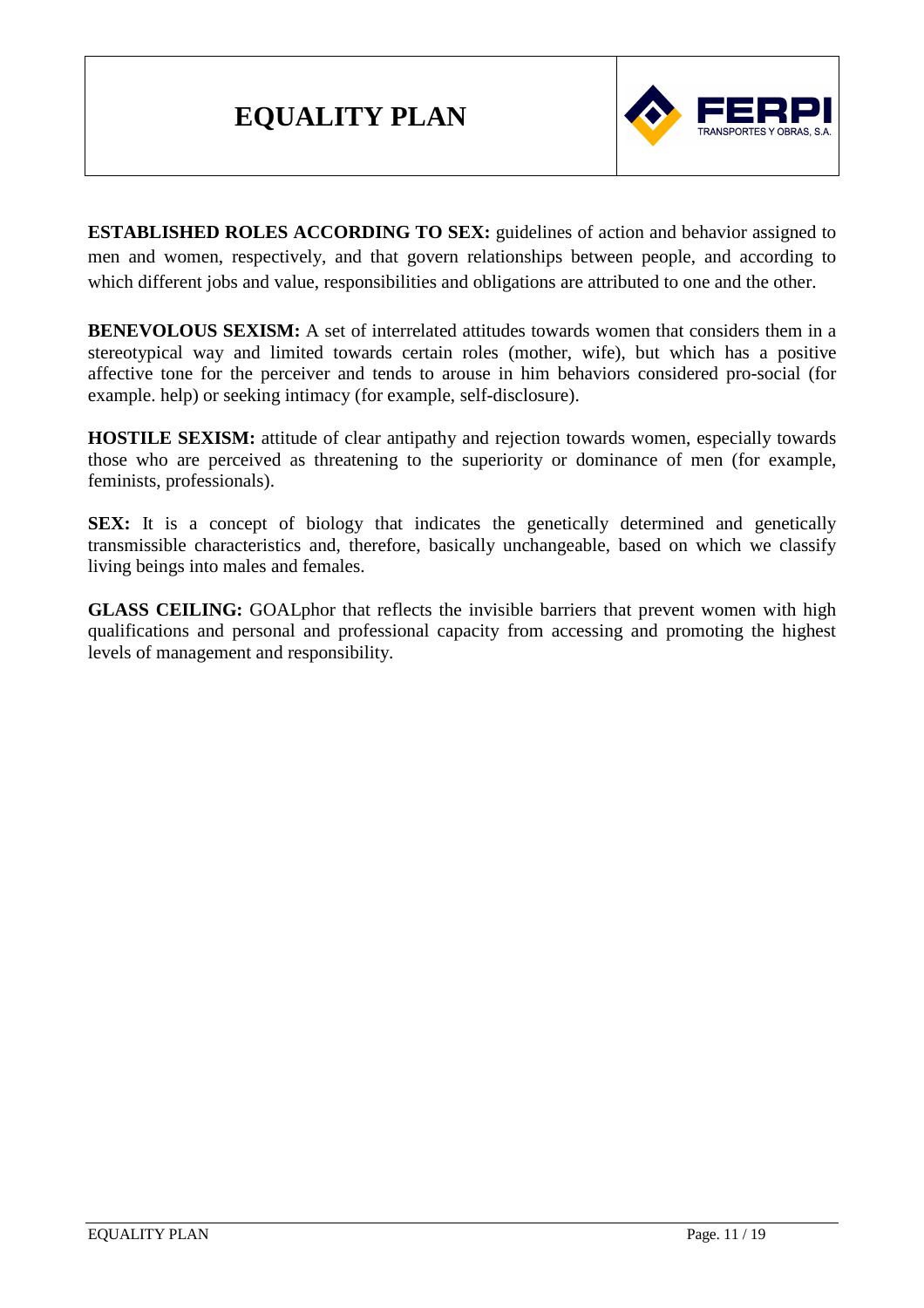**ESTABLISHED ROLES ACCORDING TO SEX:** guidelines of action and behavior assigned to men and women, respectively, and that govern relationships between people, and according to which different jobs and value, responsibilities and obligations are attributed to one and the other.

**BENEVOLOUS SEXISM:** A set of interrelated attitudes towards women that considers them in a stereotypical way and limited towards certain roles (mother, wife), but which has a positive affective tone for the perceiver and tends to arouse in him behaviors considered pro-social (for example. help) or seeking intimacy (for example, self-disclosure).

**HOSTILE SEXISM:** attitude of clear antipathy and rejection towards women, especially towards those who are perceived as threatening to the superiority or dominance of men (for example, feminists, professionals).

**SEX:** It is a concept of biology that indicates the genetically determined and genetically transmissible characteristics and, therefore, basically unchangeable, based on which we classify living beings into males and females.

**GLASS CEILING:** GOALphor that reflects the invisible barriers that prevent women with high qualifications and personal and professional capacity from accessing and promoting the highest levels of management and responsibility.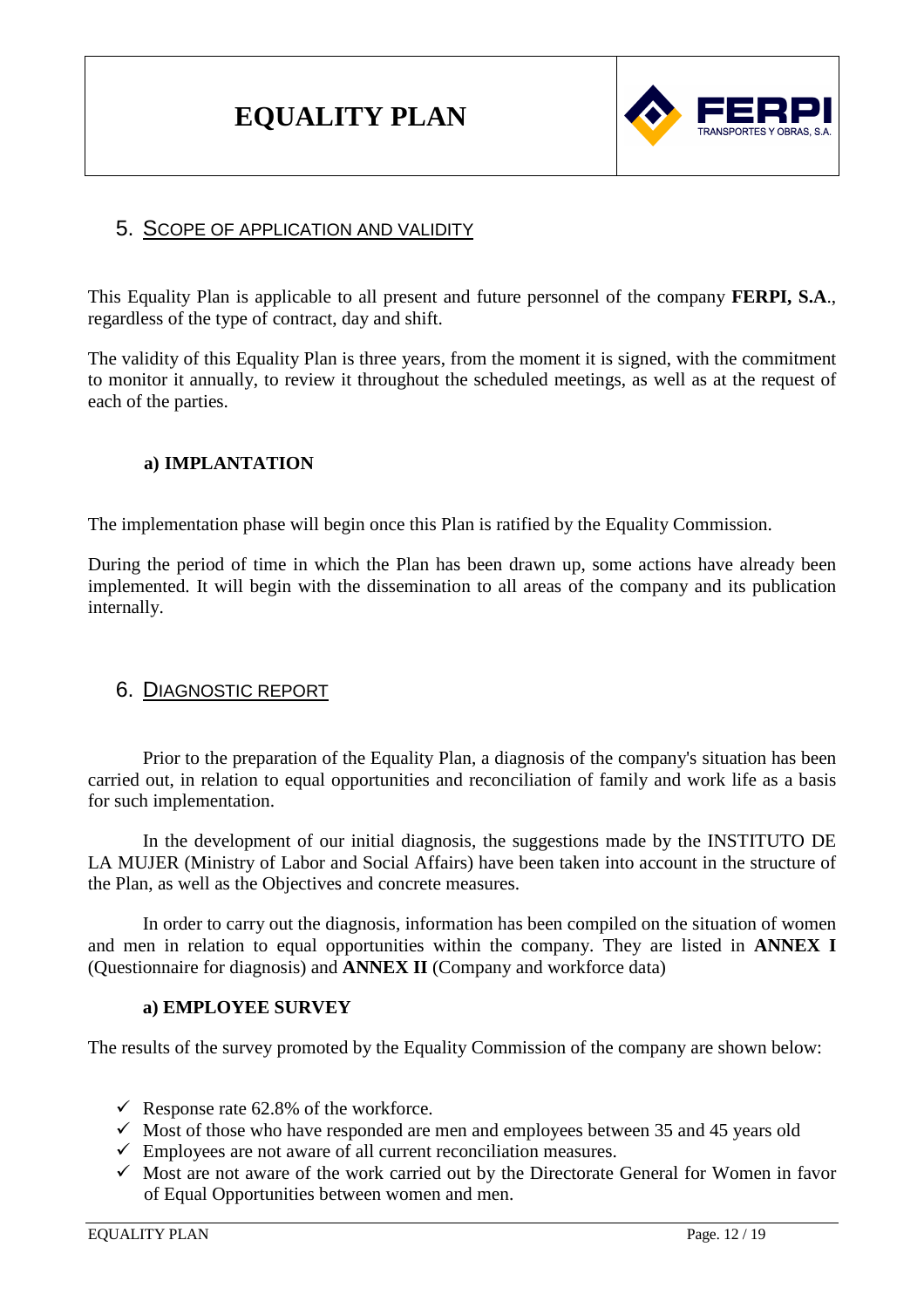## 5. Scope of application and validity

This Equality Plan is applicable to all present and future personnel of the company **FERPI, S.A.**, regardless of the type of contract, day and shift.

The validity of this Equality Plan is three years, from the moment it is signed, with the commitment to monitor it annually, to review it throughout the scheduled meetings, as well as at the request of each of the parties.

### a) IMPLANTATION

The implementation phase will begin once this Plan is ratified by the Equality Commission.

During the period of time in which the Plan has been drawn up, some actions have already been implemented. It will begin with the dissemination to all areas of the company and its publication internally.

## 6. Diagnostic report

Prior to the preparation of the Equality Plan, a diagnosis of the company's situation has been carried out, in relation to equal opportunities and reconciliation of family and work life as a basis for such implementation.

In the development of our initial diagnosis, the suggestions made by the INSTITUTO DE LA MUJER (Ministry of Labor and Social Affairs) have been taken into account in the structure of the Plan, as well as the Objectives and concrete measures.

In order to carry out the diagnosis, information has been compiled on the situation of women and men in relation to equal opportunities within the company. They are listed in **ANNEX I** (Questionnaire for diagnosis) and **ANNEX II** (Company and workforce data)

### a) EMPLOYEE SURVEY

The results of the survey promoted by the Equality Commission of the company are shown below:

- ✓ Response rate 62.8% of the workforce.
- ✓ Most of those who have responded are men and employees between 35 and 45 years old
- ✓ Employees are not aware of all current reconciliation measures.
- ✓ Most are not aware of the work carried out by the Directorate General for Women in favor of Equal Opportunities between women and men.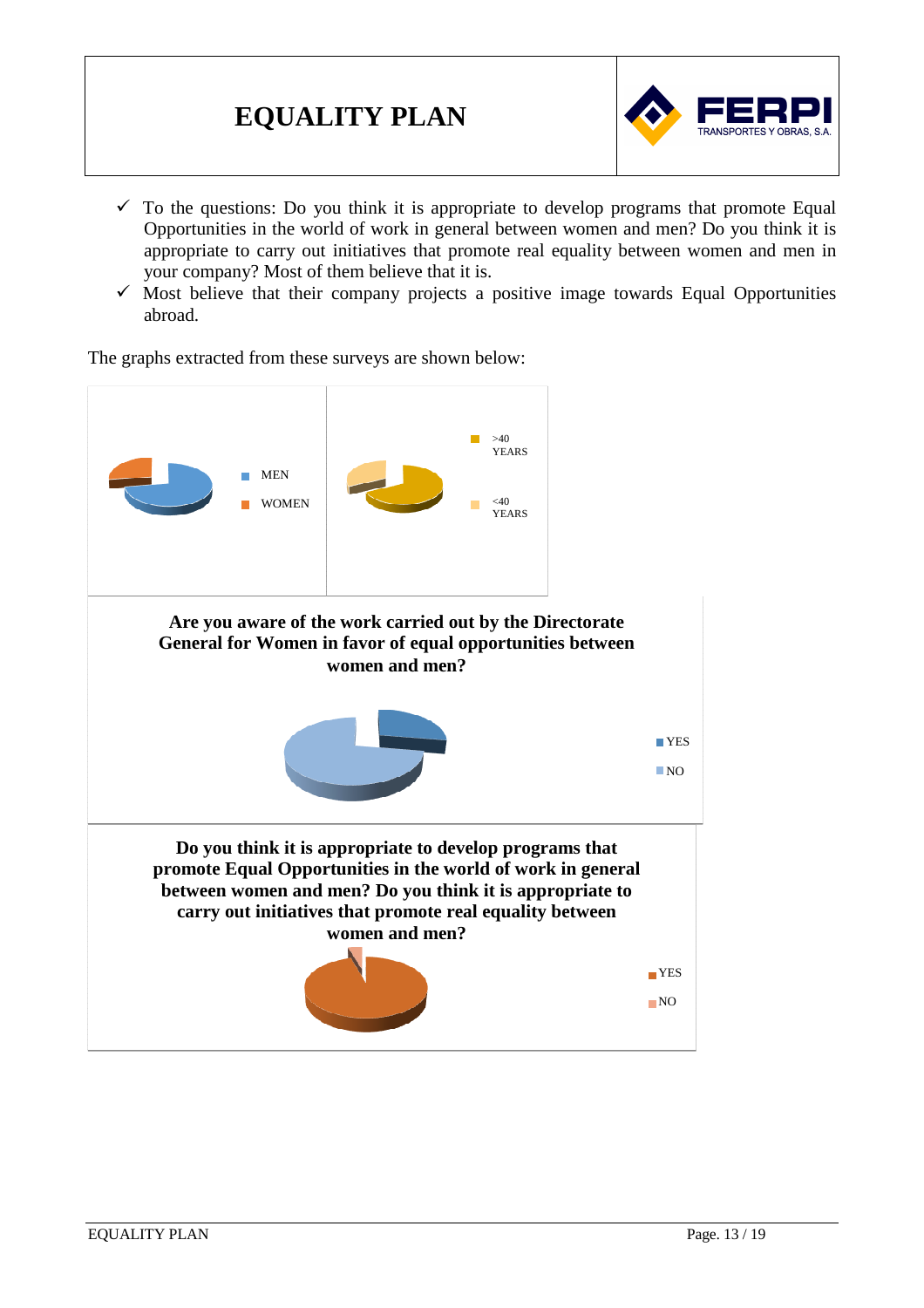- ✓ To the questions: Do you think it is appropriate to develop programs that promote Equal Opportunities in the world of work in general between women and men? Do you think it is appropriate to carry out initiatives that promote real equality between women and men in your company? Most of them believe that it is.
- ✓ Most believe that their company projects a positive image towards Equal Opportunities abroad.

The graphs extracted from these surveys are shown below:

MEN

WOMEN

>40 YEARS

<40 YEARS

**Are you aware of the work carried out by the Directorate General for Women in favor of equal opportunities between women and men?**

YES

NO

**Do you think it is appropriate to develop programs that promote Equal Opportunities in the world of work in general between women and men? Do you think it is appropriate to carry out initiatives that promote real equality between women and men?**

YES

NO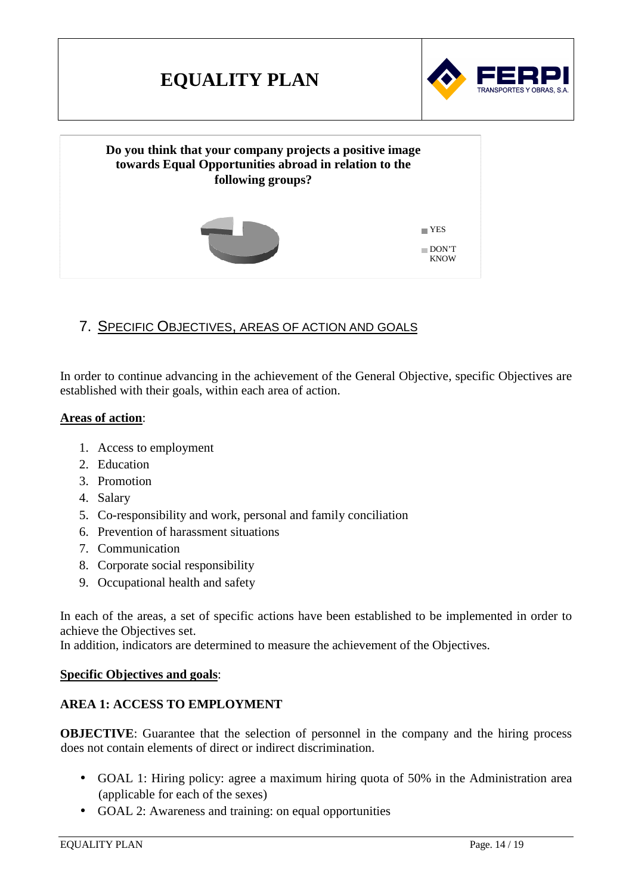**Do you think that your company projects a positive image towards Equal Opportunities abroad in relation to the following groups?**

YES

DON'T KNOW

## 7. Specific Objectives, areas of action and goals

In order to continue advancing in the achievement of the General Objective, specific Objectives are established with their goals, within each area of action.

**Areas of action**:

1. Access to employment
2. Education
3. Promotion
4. Salary
5. Co-responsibility and work, personal and family conciliation
6. Prevention of harassment situations
7. Communication
8. Corporate social responsibility
9. Occupational health and safety

In each of the areas, a set of specific actions have been established to be implemented in order to achieve the Objectives set.
In addition, indicators are determined to measure the achievement of the Objectives.

**Specific Objectives and goals**:

**AREA 1: ACCESS TO EMPLOYMENT**

**OBJECTIVE**: Guarantee that the selection of personnel in the company and the hiring process does not contain elements of direct or indirect discrimination.

- GOAL 1: Hiring policy: agree a maximum hiring quota of 50% in the Administration area (applicable for each of the sexes)
- GOAL 2: Awareness and training: on equal opportunities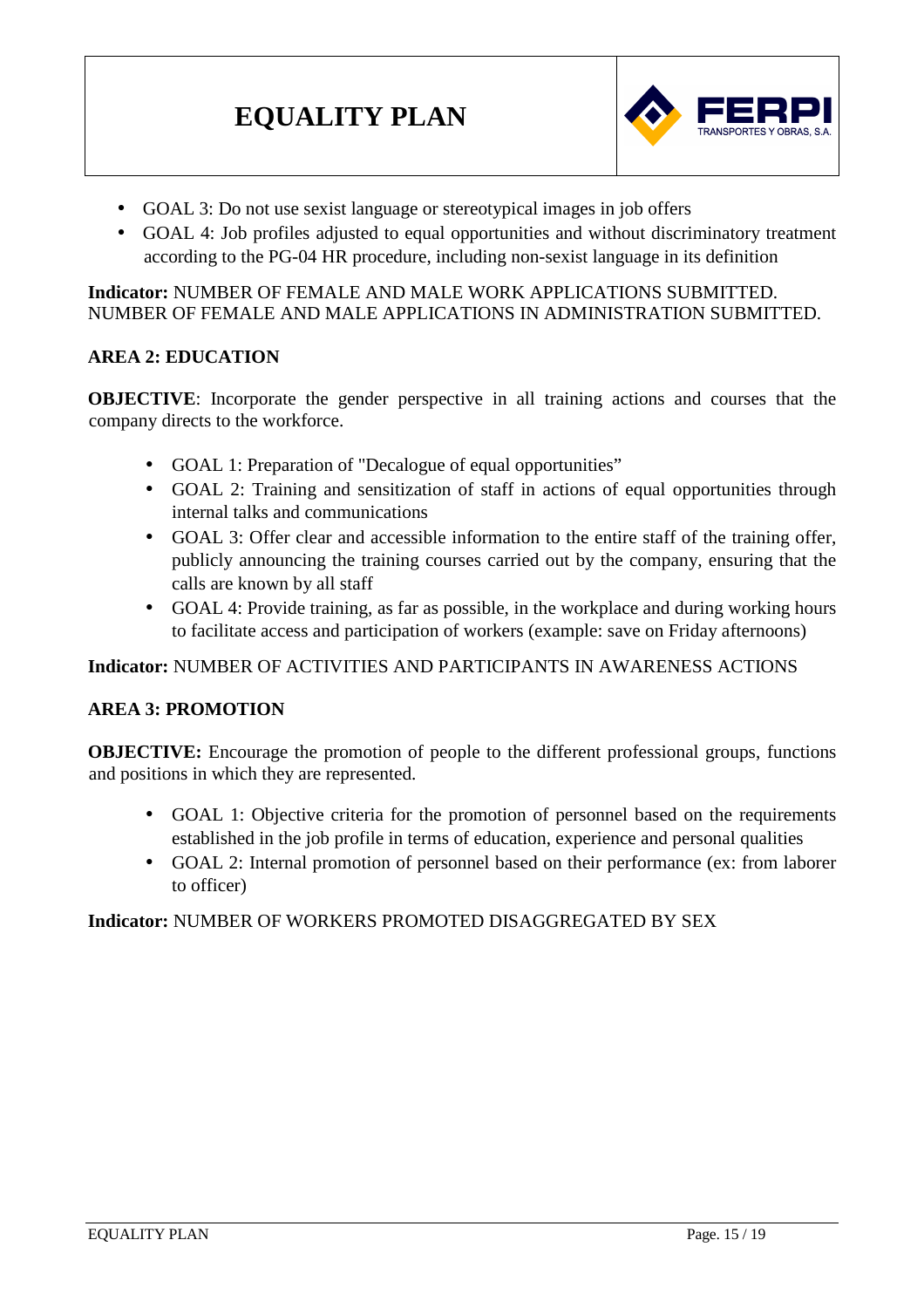- GOAL 3: Do not use sexist language or stereotypical images in job offers
- GOAL 4: Job profiles adjusted to equal opportunities and without discriminatory treatment according to the PG-04 HR procedure, including non-sexist language in its definition

**Indicator:** NUMBER OF FEMALE AND MALE WORK APPLICATIONS SUBMITTED. NUMBER OF FEMALE AND MALE APPLICATIONS IN ADMINISTRATION SUBMITTED.

**AREA 2: EDUCATION**

**OBJECTIVE**: Incorporate the gender perspective in all training actions and courses that the company directs to the workforce.

- GOAL 1: Preparation of "Decalogue of equal opportunities"
- GOAL 2: Training and sensitization of staff in actions of equal opportunities through internal talks and communications
- GOAL 3: Offer clear and accessible information to the entire staff of the training offer, publicly announcing the training courses carried out by the company, ensuring that the calls are known by all staff
- GOAL 4: Provide training, as far as possible, in the workplace and during working hours to facilitate access and participation of workers (example: save on Friday afternoons)

**Indicator:** NUMBER OF ACTIVITIES AND PARTICIPANTS IN AWARENESS ACTIONS

**AREA 3: PROMOTION**

**OBJECTIVE:** Encourage the promotion of people to the different professional groups, functions and positions in which they are represented.

- GOAL 1: Objective criteria for the promotion of personnel based on the requirements established in the job profile in terms of education, experience and personal qualities
- GOAL 2: Internal promotion of personnel based on their performance (ex: from laborer to officer)

**Indicator:** NUMBER OF WORKERS PROMOTED DISAGGREGATED BY SEX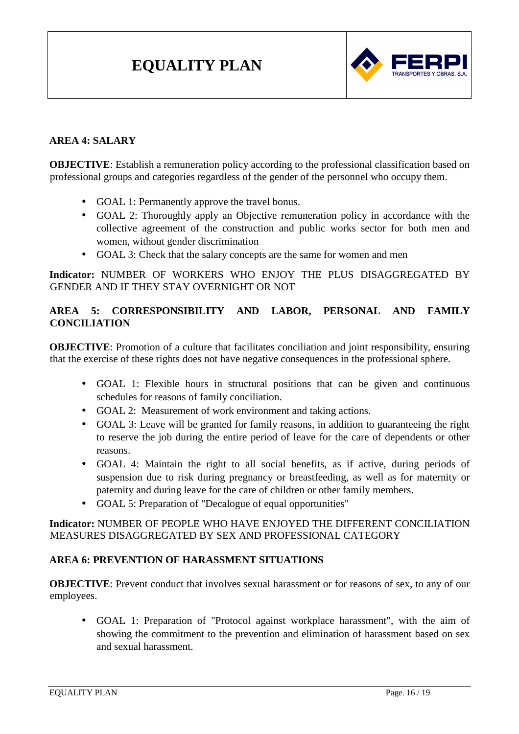**AREA 4: SALARY**

**OBJECTIVE**: Establish a remuneration policy according to the professional classification based on professional groups and categories regardless of the gender of the personnel who occupy them.

- GOAL 1: Permanently approve the travel bonus.
- GOAL 2: Thoroughly apply an Objective remuneration policy in accordance with the collective agreement of the construction and public works sector for both men and women, without gender discrimination
- GOAL 3: Check that the salary concepts are the same for women and men

**Indicator:** NUMBER OF WORKERS WHO ENJOY THE PLUS DISAGGREGATED BY GENDER AND IF THEY STAY OVERNIGHT OR NOT

**AREA 5: CORRESPONSIBILITY AND LABOR, PERSONAL AND FAMILY CONCILIATION**

**OBJECTIVE**: Promotion of a culture that facilitates conciliation and joint responsibility, ensuring that the exercise of these rights does not have negative consequences in the professional sphere.

- GOAL 1: Flexible hours in structural positions that can be given and continuous schedules for reasons of family conciliation.
- GOAL 2: Measurement of work environment and taking actions.
- GOAL 3: Leave will be granted for family reasons, in addition to guaranteeing the right to reserve the job during the entire period of leave for the care of dependents or other reasons.
- GOAL 4: Maintain the right to all social benefits, as if active, during periods of suspension due to risk during pregnancy or breastfeeding, as well as for maternity or paternity and during leave for the care of children or other family members.
- GOAL 5: Preparation of "Decalogue of equal opportunities"

**Indicator:** NUMBER OF PEOPLE WHO HAVE ENJOYED THE DIFFERENT CONCILIATION MEASURES DISAGGREGATED BY SEX AND PROFESSIONAL CATEGORY

**AREA 6: PREVENTION OF HARASSMENT SITUATIONS**

**OBJECTIVE**: Prevent conduct that involves sexual harassment or for reasons of sex, to any of our employees.

- GOAL 1: Preparation of "Protocol against workplace harassment", with the aim of showing the commitment to the prevention and elimination of harassment based on sex and sexual harassment.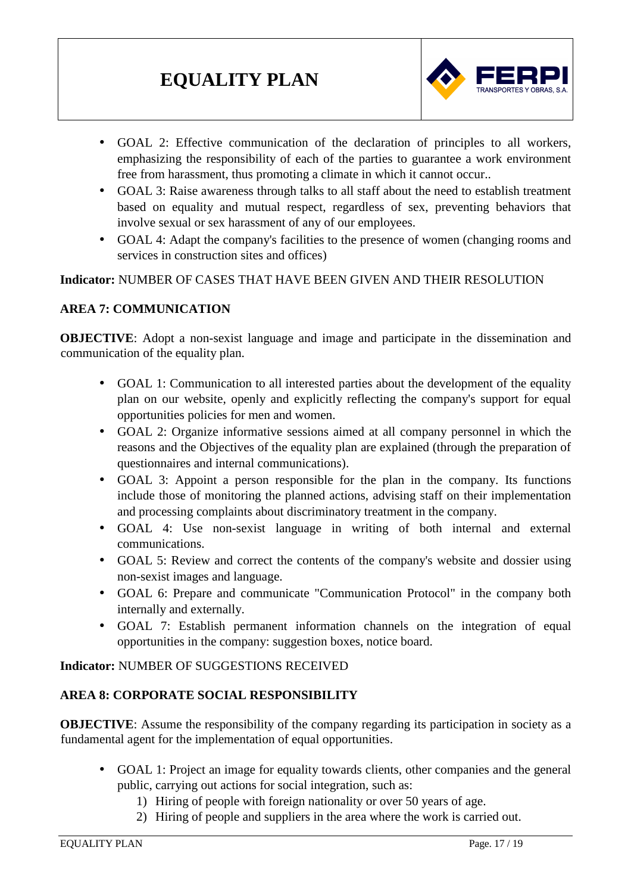- GOAL 2: Effective communication of the declaration of principles to all workers, emphasizing the responsibility of each of the parties to guarantee a work environment free from harassment, thus promoting a climate in which it cannot occur..
- GOAL 3: Raise awareness through talks to all staff about the need to establish treatment based on equality and mutual respect, regardless of sex, preventing behaviors that involve sexual or sex harassment of any of our employees.
- GOAL 4: Adapt the company's facilities to the presence of women (changing rooms and services in construction sites and offices)

**Indicator:** NUMBER OF CASES THAT HAVE BEEN GIVEN AND THEIR RESOLUTION

**AREA 7: COMMUNICATION**

**OBJECTIVE**: Adopt a non-sexist language and image and participate in the dissemination and communication of the equality plan.

- GOAL 1: Communication to all interested parties about the development of the equality plan on our website, openly and explicitly reflecting the company's support for equal opportunities policies for men and women.
- GOAL 2: Organize informative sessions aimed at all company personnel in which the reasons and the Objectives of the equality plan are explained (through the preparation of questionnaires and internal communications).
- GOAL 3: Appoint a person responsible for the plan in the company. Its functions include those of monitoring the planned actions, advising staff on their implementation and processing complaints about discriminatory treatment in the company.
- GOAL 4: Use non-sexist language in writing of both internal and external communications.
- GOAL 5: Review and correct the contents of the company's website and dossier using non-sexist images and language.
- GOAL 6: Prepare and communicate "Communication Protocol" in the company both internally and externally.
- GOAL 7: Establish permanent information channels on the integration of equal opportunities in the company: suggestion boxes, notice board.

**Indicator:** NUMBER OF SUGGESTIONS RECEIVED

**AREA 8: CORPORATE SOCIAL RESPONSIBILITY**

**OBJECTIVE**: Assume the responsibility of the company regarding its participation in society as a fundamental agent for the implementation of equal opportunities.

- GOAL 1: Project an image for equality towards clients, other companies and the general public, carrying out actions for social integration, such as:
    1) Hiring of people with foreign nationality or over 50 years of age.
    2) Hiring of people and suppliers in the area where the work is carried out.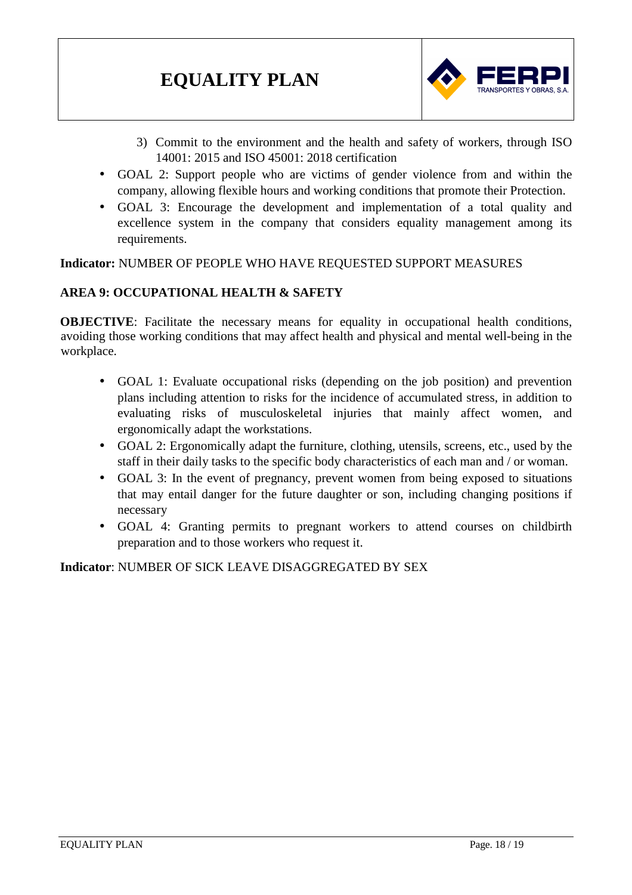3) Commit to the environment and the health and safety of workers, through ISO 14001: 2015 and ISO 45001: 2018 certification

- GOAL 2: Support people who are victims of gender violence from and within the company, allowing flexible hours and working conditions that promote their Protection.
- GOAL 3: Encourage the development and implementation of a total quality and excellence system in the company that considers equality management among its requirements.

**Indicator:** NUMBER OF PEOPLE WHO HAVE REQUESTED SUPPORT MEASURES

**AREA 9: OCCUPATIONAL HEALTH & SAFETY**

**OBJECTIVE**: Facilitate the necessary means for equality in occupational health conditions, avoiding those working conditions that may affect health and physical and mental well-being in the workplace.

- GOAL 1: Evaluate occupational risks (depending on the job position) and prevention plans including attention to risks for the incidence of accumulated stress, in addition to evaluating risks of musculoskeletal injuries that mainly affect women, and ergonomically adapt the workstations.
- GOAL 2: Ergonomically adapt the furniture, clothing, utensils, screens, etc., used by the staff in their daily tasks to the specific body characteristics of each man and / or woman.
- GOAL 3: In the event of pregnancy, prevent women from being exposed to situations that may entail danger for the future daughter or son, including changing positions if necessary
- GOAL 4: Granting permits to pregnant workers to attend courses on childbirth preparation and to those workers who request it.

**Indicator**: NUMBER OF SICK LEAVE DISAGGREGATED BY SEX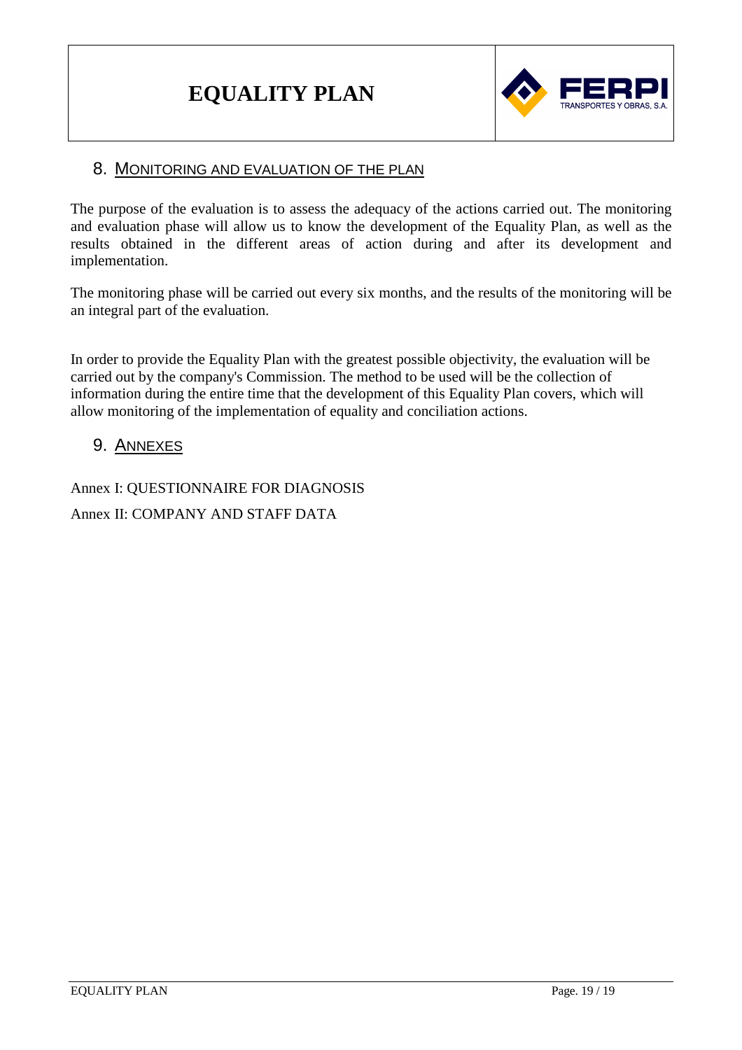## 8. Monitoring and evaluation of the plan

The purpose of the evaluation is to assess the adequacy of the actions carried out. The monitoring and evaluation phase will allow us to know the development of the Equality Plan, as well as the results obtained in the different areas of action during and after its development and implementation.

The monitoring phase will be carried out every six months, and the results of the monitoring will be an integral part of the evaluation.

In order to provide the Equality Plan with the greatest possible objectivity, the evaluation will be carried out by the company's Commission. The method to be used will be the collection of information during the entire time that the development of this Equality Plan covers, which will allow monitoring of the implementation of equality and conciliation actions.

## 9. Annexes

Annex I: QUESTIONNAIRE FOR DIAGNOSIS

Annex II: COMPANY AND STAFF DATA